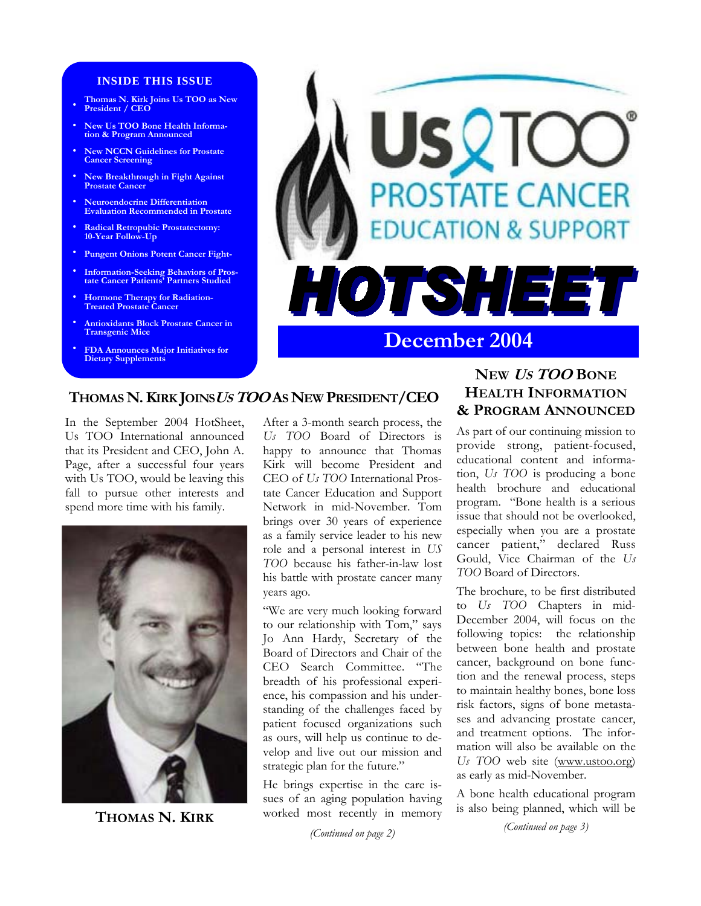**INSIDE THIS ISSUE**

- Thomas N. Kirk Joins Us TOO as New President / CEO
- New Us TOO Bone Health Information & Program Announced
- New NCCN Guidelines for Prostate Cancer Screening
- New Breakthrough in Fight Against Prostate Cancer
- Neuroendocrine Differentiation Evaluation Recommended in Prostate
- Radical Retropubic Prostatectomy: 10-Year Follow-Up
- Pungent Onions Potent Cancer Fight-
- Information-Seeking Behaviors of Prostate Cancer Patients' Partners Studied
- Hormone Therapy for Radiation-Treated Prostate Cancer
- Antioxidants Block Prostate Cancer in Transgenic Mice
- FDA Announces Major Initiatives for Dietary Supplements

# Us TOO® PROSTATE CANCER EDUCATION & SUPPORT

# HOTSHEET

## December 2004

## THOMAS N. KIRK JOINS *US TOO* AS NEW PRESIDENT/CEO

In the September 2004 HotSheet, Us TOO International announced that its President and CEO, John A. Page, after a successful four years with Us TOO, would be leaving this fall to pursue other interests and spend more time with his family.

THOMAS N. KIRK

After a 3-month search process, the *Us TOO* Board of Directors is happy to announce that Thomas Kirk will become President and CEO of *Us TOO* International Prostate Cancer Education and Support Network in mid-November. Tom brings over 30 years of experience as a family service leader to his new role and a personal interest in *US TOO* because his father-in-law lost his battle with prostate cancer many years ago.

"We are very much looking forward to our relationship with Tom," says Jo Ann Hardy, Secretary of the Board of Directors and Chair of the CEO Search Committee. "The breadth of his professional experience, his compassion and his understanding of the challenges faced by patient focused organizations such as ours, will help us continue to develop and live out our mission and strategic plan for the future."

He brings expertise in the care issues of an aging population having worked most recently in memory

*(Continued on page 2)*

## NEW *US TOO* BONE HEALTH INFORMATION & PROGRAM ANNOUNCED

As part of our continuing mission to provide strong, patient-focused, educational content and information, *Us TOO* is producing a bone health brochure and educational program. "Bone health is a serious issue that should not be overlooked, especially when you are a prostate cancer patient," declared Russ Gould, Vice Chairman of the *Us TOO* Board of Directors.

The brochure, to be first distributed to *Us TOO* Chapters in mid-December 2004, will focus on the following topics: the relationship between bone health and prostate cancer, background on bone function and the renewal process, steps to maintain healthy bones, bone loss risk factors, signs of bone metastases and advancing prostate cancer, and treatment options. The information will also be available on the *Us TOO* web site (www.ustoo.org) as early as mid-November.

A bone health educational program is also being planned, which will be

*(Continued on page 3)*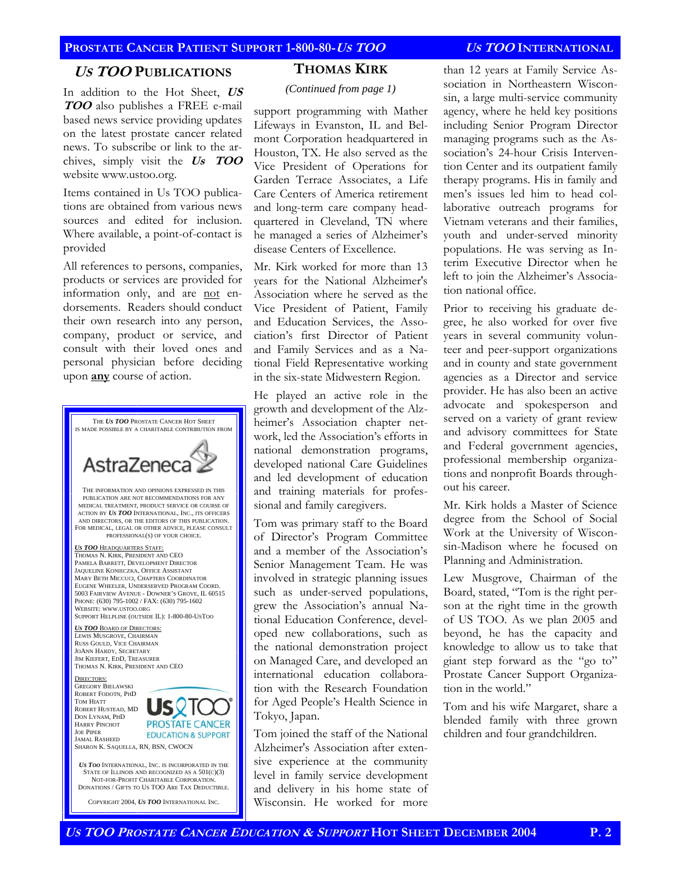## *US TOO* PUBLICATIONS

In addition to the Hot Sheet, ***US TOO*** also publishes a FREE e-mail based news service providing updates on the latest prostate cancer related news. To subscribe or link to the archives, simply visit the ***Us TOO*** website www.ustoo.org.

Items contained in Us TOO publications are obtained from various news sources and edited for inclusion. Where available, a point-of-contact is provided

All references to persons, companies, products or services are provided for information only, and are not endorsements. Readers should conduct their own research into any person, company, product or service, and consult with their loved ones and personal physician before deciding upon **any** course of action.

---

THE *US TOO* PROSTATE CANCER HOT SHEET IS MADE POSSIBLE BY A CHARITABLE CONTRIBUTION FROM

AstraZeneca

THE INFORMATION AND OPINIONS EXPRESSED IN THIS PUBLICATION ARE NOT RECOMMENDATIONS FOR ANY MEDICAL TREATMENT, PRODUCT SERVICE OR COURSE OF ACTION BY *US TOO* INTERNATIONAL, INC., ITS OFFICERS AND DIRECTORS, OR THE EDITORS OF THIS PUBLICATION. FOR MEDICAL, LEGAL OR OTHER ADVICE, PLEASE CONSULT PROFESSIONAL(S) OF YOUR CHOICE.

*US TOO* HEADQUARTERS STAFF:
THOMAS N. KIRK, PRESIDENT AND CEO
PAMELA BARRETT, DEVELOPMENT DIRECTOR
JAQUELINE KONIECZKA, OFFICE ASSISTANT
MARY BETH MICCUCI, CHAPTERS COORDINATOR
EUGENE WHEELER, UNDERSERVED PROGRAM COORD.
5003 FAIRVIEW AVENUE - DOWNER'S GROVE, IL 60515
PHONE: (630) 795-1002 / FAX: (630) 795-1602
WEBSITE: WWW.USTOO.ORG
SUPPORT HELPLINE (OUTSIDE IL): 1-800-80-USTOO

*US TOO* BOARD OF DIRECTORS:
LEWIS MUSGROVE, CHAIRMAN
RUSS GOULD, VICE CHAIRMAN
JOANN HARDY, SECRETARY
JIM KIEFERT, EDD, TREASURER
THOMAS N. KIRK, PRESIDENT AND CEO

DIRECTORS:
GREGORY BIELAWSKI
ROBERT FODOTN, PHD
TOM HIATT
ROBERT HUSTEAD, MD
DON LYNAM, PHD
HARRY PINCHOT
JOE PIPER
JAMAL RASHEED
SHARON K. SAQUELLA, RN, BSN, CWOCN

Us TOO® PROSTATE CANCER EDUCATION & SUPPORT

*US TOO* INTERNATIONAL, INC. IS INCORPORATED IN THE STATE OF ILLINOIS AND RECOGNIZED AS A 501(C)(3) NOT-FOR-PROFIT CHARITABLE CORPORATION. DONATIONS / GIFTS TO US TOO ARE TAX DEDUCTIBLE.

COPYRIGHT 2004, *US TOO* INTERNATIONAL INC.

---

## THOMAS KIRK

*(Continued from page 1)*

support programming with Mather Lifeways in Evanston, IL and Belmont Corporation headquartered in Houston, TX. He also served as the Vice President of Operations for Garden Terrace Associates, a Life Care Centers of America retirement and long-term care company headquartered in Cleveland, TN where he managed a series of Alzheimer's disease Centers of Excellence.

Mr. Kirk worked for more than 13 years for the National Alzheimer's Association where he served as the Vice President of Patient, Family and Education Services, the Association's first Director of Patient and Family Services and as a National Field Representative working in the six-state Midwestern Region.

He played an active role in the growth and development of the Alzheimer's Association chapter network, led the Association's efforts in national demonstration programs, developed national Care Guidelines and led development of education and training materials for professional and family caregivers.

Tom was primary staff to the Board of Director's Program Committee and a member of the Association's Senior Management Team. He was involved in strategic planning issues such as under-served populations, grew the Association's annual National Education Conference, developed new collaborations, such as the national demonstration project on Managed Care, and developed an international education collaboration with the Research Foundation for Aged People's Health Science in Tokyo, Japan.

Tom joined the staff of the National Alzheimer's Association after extensive experience at the community level in family service development and delivery in his home state of Wisconsin. He worked for more than 12 years at Family Service Association in Northeastern Wisconsin, a large multi-service community agency, where he held key positions including Senior Program Director managing programs such as the Association's 24-hour Crisis Intervention Center and its outpatient family therapy programs. His in family and men's issues led him to head collaborative outreach programs for Vietnam veterans and their families, youth and under-served minority populations. He was serving as Interim Executive Director when he left to join the Alzheimer's Association national office.

Prior to receiving his graduate degree, he also worked for over five years in several community volunteer and peer-support organizations and in county and state government agencies as a Director and service provider. He has also been an active advocate and spokesperson and served on a variety of grant review and advisory committees for State and Federal government agencies, professional membership organizations and nonprofit Boards throughout his career.

Mr. Kirk holds a Master of Science degree from the School of Social Work at the University of Wisconsin-Madison where he focused on Planning and Administration.

Lew Musgrove, Chairman of the Board, stated, "Tom is the right person at the right time in the growth of US TOO. As we plan 2005 and beyond, he has the capacity and knowledge to allow us to take that giant step forward as the "go to" Prostate Cancer Support Organization in the world."

Tom and his wife Margaret, share a blended family with three grown children and four grandchildren.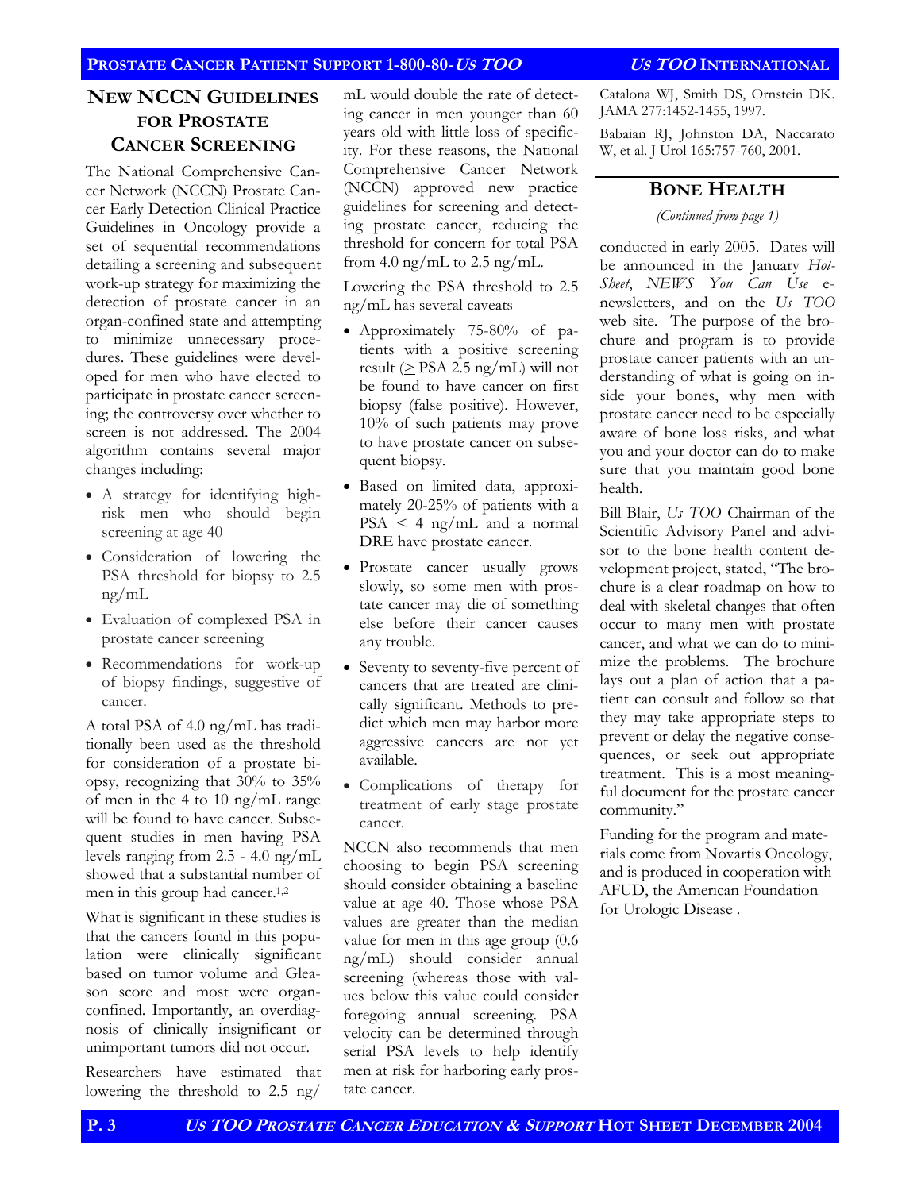## New NCCN Guidelines for Prostate Cancer Screening

The National Comprehensive Cancer Network (NCCN) Prostate Cancer Early Detection Clinical Practice Guidelines in Oncology provide a set of sequential recommendations detailing a screening and subsequent work-up strategy for maximizing the detection of prostate cancer in an organ-confined state and attempting to minimize unnecessary procedures. These guidelines were developed for men who have elected to participate in prostate cancer screening; the controversy over whether to screen is not addressed. The 2004 algorithm contains several major changes including:

- A strategy for identifying high-risk men who should begin screening at age 40
- Consideration of lowering the PSA threshold for biopsy to 2.5 ng/mL
- Evaluation of complexed PSA in prostate cancer screening
- Recommendations for work-up of biopsy findings, suggestive of cancer.

A total PSA of 4.0 ng/mL has traditionally been used as the threshold for consideration of a prostate biopsy, recognizing that 30% to 35% of men in the 4 to 10 ng/mL range will be found to have cancer. Subsequent studies in men having PSA levels ranging from 2.5 - 4.0 ng/mL showed that a substantial number of men in this group had cancer.[1,2]

What is significant in these studies is that the cancers found in this population were clinically significant based on tumor volume and Gleason score and most were organ-confined. Importantly, an overdiagnosis of clinically insignificant or unimportant tumors did not occur.

Researchers have estimated that lowering the threshold to 2.5 ng/mL would double the rate of detecting cancer in men younger than 60 years old with little loss of specificity. For these reasons, the National Comprehensive Cancer Network (NCCN) approved new practice guidelines for screening and detecting prostate cancer, reducing the threshold for concern for total PSA from 4.0 ng/mL to 2.5 ng/mL.

Lowering the PSA threshold to 2.5 ng/mL has several caveats

- Approximately 75-80% of patients with a positive screening result (≥ PSA 2.5 ng/mL) will not be found to have cancer on first biopsy (false positive). However, 10% of such patients may prove to have prostate cancer on subsequent biopsy.
- Based on limited data, approximately 20-25% of patients with a PSA < 4 ng/mL and a normal DRE have prostate cancer.
- Prostate cancer usually grows slowly, so some men with prostate cancer may die of something else before their cancer causes any trouble.
- Seventy to seventy-five percent of cancers that are treated are clinically significant. Methods to predict which men may harbor more aggressive cancers are not yet available.
- Complications of therapy for treatment of early stage prostate cancer.

NCCN also recommends that men choosing to begin PSA screening should consider obtaining a baseline value at age 40. Those whose PSA values are greater than the median value for men in this age group (0.6 ng/mL) should consider annual screening (whereas those with values below this value could consider foregoing annual screening. PSA velocity can be determined through serial PSA levels to help identify men at risk for harboring early prostate cancer.

Catalona WJ, Smith DS, Ornstein DK. JAMA 277:1452-1455, 1997.

Babaian RJ, Johnston DA, Naccarato W, et al. J Urol 165:757-760, 2001.

## Bone Health

*(Continued from page 1)*

conducted in early 2005. Dates will be announced in the January *HotSheet*, *NEWS You Can Use* e-newsletters, and on the *Us TOO* web site. The purpose of the brochure and program is to provide prostate cancer patients with an understanding of what is going on inside your bones, why men with prostate cancer need to be especially aware of bone loss risks, and what you and your doctor can do to make sure that you maintain good bone health.

Bill Blair, *Us TOO* Chairman of the Scientific Advisory Panel and advisor to the bone health content development project, stated, "The brochure is a clear roadmap on how to deal with skeletal changes that often occur to many men with prostate cancer, and what we can do to minimize the problems. The brochure lays out a plan of action that a patient can consult and follow so that they may take appropriate steps to prevent or delay the negative consequences, or seek out appropriate treatment. This is a most meaningful document for the prostate cancer community."

Funding for the program and materials come from Novartis Oncology, and is produced in cooperation with AFUD, the American Foundation for Urologic Disease .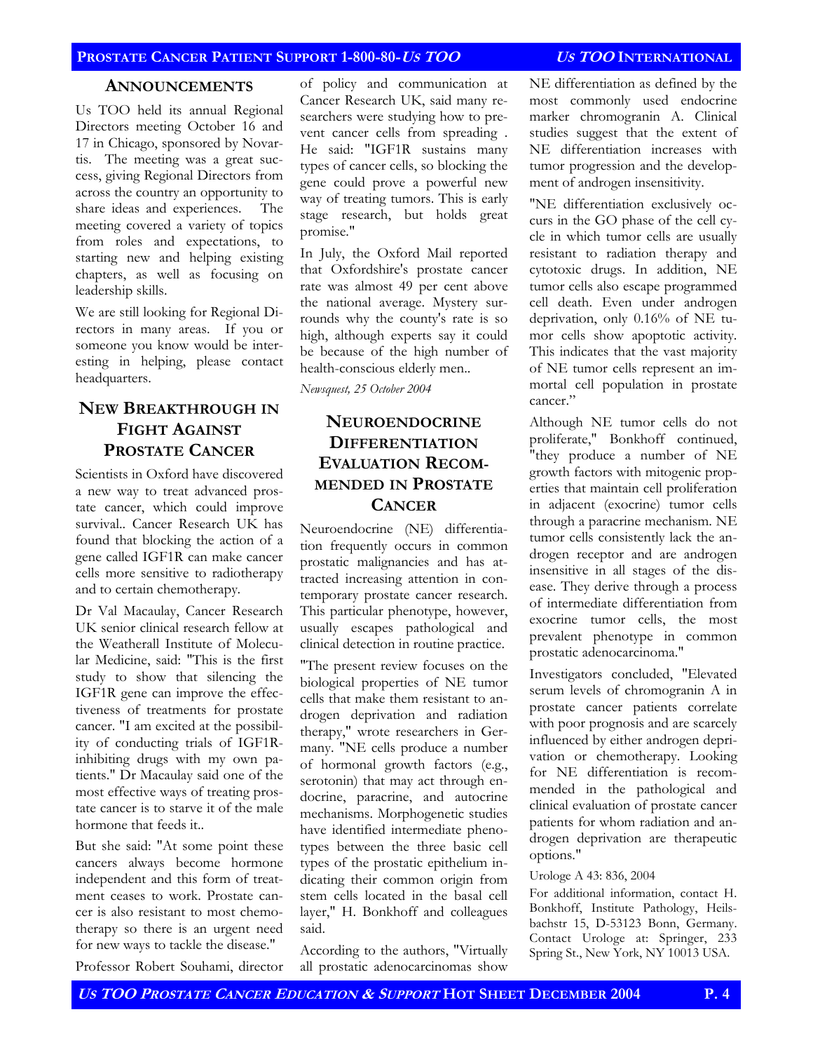## ANNOUNCEMENTS

Us TOO held its annual Regional Directors meeting October 16 and 17 in Chicago, sponsored by Novartis. The meeting was a great success, giving Regional Directors from across the country an opportunity to share ideas and experiences. The meeting covered a variety of topics from roles and expectations, to starting new and helping existing chapters, as well as focusing on leadership skills.

We are still looking for Regional Directors in many areas. If you or someone you know would be interesting in helping, please contact headquarters.

## NEW BREAKTHROUGH IN FIGHT AGAINST PROSTATE CANCER

Scientists in Oxford have discovered a new way to treat advanced prostate cancer, which could improve survival.. Cancer Research UK has found that blocking the action of a gene called IGF1R can make cancer cells more sensitive to radiotherapy and to certain chemotherapy.

Dr Val Macaulay, Cancer Research UK senior clinical research fellow at the Weatherall Institute of Molecular Medicine, said: "This is the first study to show that silencing the IGF1R gene can improve the effectiveness of treatments for prostate cancer. "I am excited at the possibility of conducting trials of IGF1R-inhibiting drugs with my own patients." Dr Macaulay said one of the most effective ways of treating prostate cancer is to starve it of the male hormone that feeds it..

But she said: "At some point these cancers always become hormone independent and this form of treatment ceases to work. Prostate cancer is also resistant to most chemotherapy so there is an urgent need for new ways to tackle the disease."

Professor Robert Souhami, director of policy and communication at Cancer Research UK, said many researchers were studying how to prevent cancer cells from spreading . He said: "IGF1R sustains many types of cancer cells, so blocking the gene could prove a powerful new way of treating tumors. This is early stage research, but holds great promise."

In July, the Oxford Mail reported that Oxfordshire's prostate cancer rate was almost 49 per cent above the national average. Mystery surrounds why the county's rate is so high, although experts say it could be because of the high number of health-conscious elderly men..

*Newsquest, 25 October 2004*

## NEUROENDOCRINE DIFFERENTIATION EVALUATION RECOMMENDED IN PROSTATE CANCER

Neuroendocrine (NE) differentiation frequently occurs in common prostatic malignancies and has attracted increasing attention in contemporary prostate cancer research. This particular phenotype, however, usually escapes pathological and clinical detection in routine practice.

"The present review focuses on the biological properties of NE tumor cells that make them resistant to androgen deprivation and radiation therapy," wrote researchers in Germany. "NE cells produce a number of hormonal growth factors (e.g., serotonin) that may act through endocrine, paracrine, and autocrine mechanisms. Morphogenetic studies have identified intermediate phenotypes between the three basic cell types of the prostatic epithelium indicating their common origin from stem cells located in the basal cell layer," H. Bonkhoff and colleagues said.

According to the authors, "Virtually all prostatic adenocarcinomas show NE differentiation as defined by the most commonly used endocrine marker chromogranin A. Clinical studies suggest that the extent of NE differentiation increases with tumor progression and the development of androgen insensitivity.

"NE differentiation exclusively occurs in the GO phase of the cell cycle in which tumor cells are usually resistant to radiation therapy and cytotoxic drugs. In addition, NE tumor cells also escape programmed cell death. Even under androgen deprivation, only 0.16% of NE tumor cells show apoptotic activity. This indicates that the vast majority of NE tumor cells represent an immortal cell population in prostate cancer."

Although NE tumor cells do not proliferate," Bonkhoff continued, "they produce a number of NE growth factors with mitogenic properties that maintain cell proliferation in adjacent (exocrine) tumor cells through a paracrine mechanism. NE tumor cells consistently lack the androgen receptor and are androgen insensitive in all stages of the disease. They derive through a process of intermediate differentiation from exocrine tumor cells, the most prevalent phenotype in common prostatic adenocarcinoma."

Investigators concluded, "Elevated serum levels of chromogranin A in prostate cancer patients correlate with poor prognosis and are scarcely influenced by either androgen deprivation or chemotherapy. Looking for NE differentiation is recommended in the pathological and clinical evaluation of prostate cancer patients for whom radiation and androgen deprivation are therapeutic options."

Urologe A 43: 836, 2004

For additional information, contact H. Bonkhoff, Institute Pathology, Heilsbachstr 15, D-53123 Bonn, Germany. Contact Urologe at: Springer, 233 Spring St., New York, NY 10013 USA.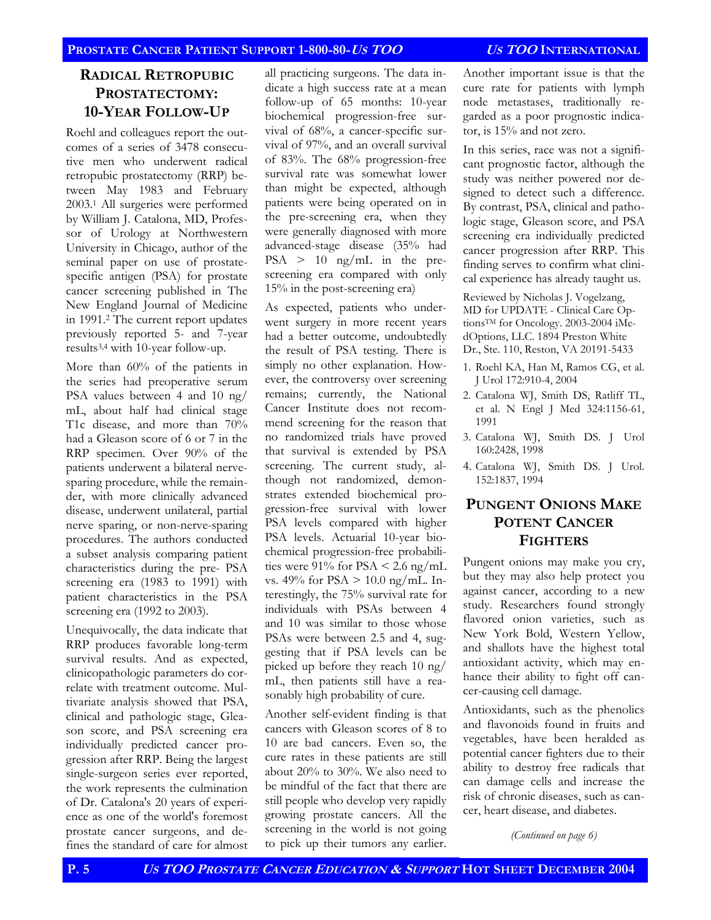## Radical Retropubic Prostatectomy: 10-Year Follow-Up

Roehl and colleagues report the outcomes of a series of 3478 consecutive men who underwent radical retropubic prostatectomy (RRP) between May 1983 and February 2003.[1] All surgeries were performed by William J. Catalona, MD, Professor of Urology at Northwestern University in Chicago, author of the seminal paper on use of prostate-specific antigen (PSA) for prostate cancer screening published in The New England Journal of Medicine in 1991.[2] The current report updates previously reported 5- and 7-year results[3,4] with 10-year follow-up.

More than 60% of the patients in the series had preoperative serum PSA values between 4 and 10 ng/mL, about half had clinical stage T1c disease, and more than 70% had a Gleason score of 6 or 7 in the RRP specimen. Over 90% of the patients underwent a bilateral nerve-sparing procedure, while the remainder, with more clinically advanced disease, underwent unilateral, partial nerve sparing, or non-nerve-sparing procedures. The authors conducted a subset analysis comparing patient characteristics during the pre- PSA screening era (1983 to 1991) with patient characteristics in the PSA screening era (1992 to 2003).

Unequivocally, the data indicate that RRP produces favorable long-term survival results. And as expected, clinicopathologic parameters do correlate with treatment outcome. Multivariate analysis showed that PSA, clinical and pathologic stage, Gleason score, and PSA screening era individually predicted cancer progression after RRP. Being the largest single-surgeon series ever reported, the work represents the culmination of Dr. Catalona's 20 years of experience as one of the world's foremost prostate cancer surgeons, and defines the standard of care for almost all practicing surgeons. The data indicate a high success rate at a mean follow-up of 65 months: 10-year biochemical progression-free survival of 68%, a cancer-specific survival of 97%, and an overall survival of 83%. The 68% progression-free survival rate was somewhat lower than might be expected, although patients were being operated on in the pre-screening era, when they were generally diagnosed with more advanced-stage disease (35% had PSA > 10 ng/mL in the pre-screening era compared with only 15% in the post-screening era)

As expected, patients who underwent surgery in more recent years had a better outcome, undoubtedly the result of PSA testing. There is simply no other explanation. However, the controversy over screening remains; currently, the National Cancer Institute does not recommend screening for the reason that no randomized trials have proved that survival is extended by PSA screening. The current study, although not randomized, demonstrates extended biochemical progression-free survival with lower PSA levels compared with higher PSA levels. Actuarial 10-year biochemical progression-free probabilities were 91% for PSA < 2.6 ng/mL vs. 49% for PSA > 10.0 ng/mL. Interestingly, the 75% survival rate for individuals with PSAs between 4 and 10 was similar to those whose PSAs were between 2.5 and 4, suggesting that if PSA levels can be picked up before they reach 10 ng/mL, then patients still have a reasonably high probability of cure.

Another self-evident finding is that cancers with Gleason scores of 8 to 10 are bad cancers. Even so, the cure rates in these patients are still about 20% to 30%. We also need to be mindful of the fact that there are still people who develop very rapidly growing prostate cancers. All the screening in the world is not going to pick up their tumors any earlier. Another important issue is that the cure rate for patients with lymph node metastases, traditionally regarded as a poor prognostic indicator, is 15% and not zero.

In this series, race was not a significant prognostic factor, although the study was neither powered nor designed to detect such a difference. By contrast, PSA, clinical and pathologic stage, Gleason score, and PSA screening era individually predicted cancer progression after RRP. This finding serves to confirm what clinical experience has already taught us.

Reviewed by Nicholas J. Vogelzang, MD for UPDATE - Clinical Care Options™ for Oncology. 2003-2004 iMedOptions, LLC. 1894 Preston White Dr., Ste. 110, Reston, VA 20191-5433

1. Roehl KA, Han M, Ramos CG, et al. J Urol 172:910-4, 2004
2. Catalona WJ, Smith DS, Ratliff TL, et al. N Engl J Med 324:1156-61, 1991
3. Catalona WJ, Smith DS. J Urol 160:2428, 1998
4. Catalona WJ, Smith DS. J Urol. 152:1837, 1994

## Pungent Onions Make Potent Cancer Fighters

Pungent onions may make you cry, but they may also help protect you against cancer, according to a new study. Researchers found strongly flavored onion varieties, such as New York Bold, Western Yellow, and shallots have the highest total antioxidant activity, which may enhance their ability to fight off cancer-causing cell damage.

Antioxidants, such as the phenolics and flavonoids found in fruits and vegetables, have been heralded as potential cancer fighters due to their ability to destroy free radicals that can damage cells and increase the risk of chronic diseases, such as cancer, heart disease, and diabetes.

*(Continued on page 6)*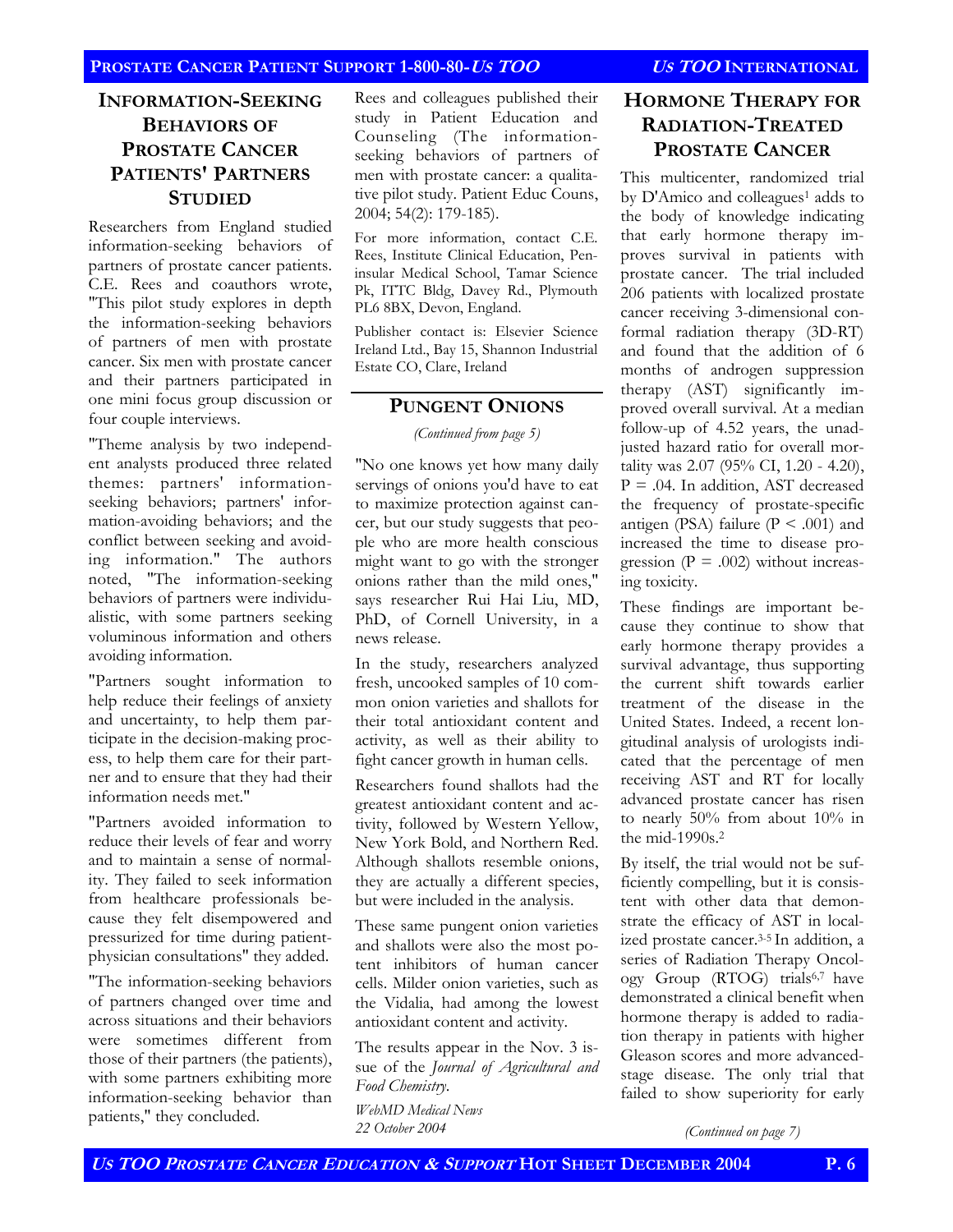## INFORMATION-SEEKING BEHAVIORS OF PROSTATE CANCER PATIENTS' PARTNERS STUDIED

Researchers from England studied information-seeking behaviors of partners of prostate cancer patients. C.E. Rees and coauthors wrote, "This pilot study explores in depth the information-seeking behaviors of partners of men with prostate cancer. Six men with prostate cancer and their partners participated in one mini focus group discussion or four couple interviews.

"Theme analysis by two independent analysts produced three related themes: partners' information-seeking behaviors; partners' information-avoiding behaviors; and the conflict between seeking and avoiding information." The authors noted, "The information-seeking behaviors of partners were individualistic, with some partners seeking voluminous information and others avoiding information.

"Partners sought information to help reduce their feelings of anxiety and uncertainty, to help them participate in the decision-making process, to help them care for their partner and to ensure that they had their information needs met."

"Partners avoided information to reduce their levels of fear and worry and to maintain a sense of normality. They failed to seek information from healthcare professionals because they felt disempowered and pressurized for time during patient-physician consultations" they added.

"The information-seeking behaviors of partners changed over time and across situations and their behaviors were sometimes different from those of their partners (the patients), with some partners exhibiting more information-seeking behavior than patients," they concluded.

Rees and colleagues published their study in Patient Education and Counseling (The information-seeking behaviors of partners of men with prostate cancer: a qualitative pilot study. Patient Educ Couns, 2004; 54(2): 179-185).

For more information, contact C.E. Rees, Institute Clinical Education, Peninsular Medical School, Tamar Science Pk, ITTC Bldg, Davey Rd., Plymouth PL6 8BX, Devon, England.

Publisher contact is: Elsevier Science Ireland Ltd., Bay 15, Shannon Industrial Estate CO, Clare, Ireland

## PUNGENT ONIONS

*(Continued from page 5)*

"No one knows yet how many daily servings of onions you'd have to eat to maximize protection against cancer, but our study suggests that people who are more health conscious might want to go with the stronger onions rather than the mild ones," says researcher Rui Hai Liu, MD, PhD, of Cornell University, in a news release.

In the study, researchers analyzed fresh, uncooked samples of 10 common onion varieties and shallots for their total antioxidant content and activity, as well as their ability to fight cancer growth in human cells.

Researchers found shallots had the greatest antioxidant content and activity, followed by Western Yellow, New York Bold, and Northern Red. Although shallots resemble onions, they are actually a different species, but were included in the analysis.

These same pungent onion varieties and shallots were also the most potent inhibitors of human cancer cells. Milder onion varieties, such as the Vidalia, had among the lowest antioxidant content and activity.

The results appear in the Nov. 3 issue of the *Journal of Agricultural and Food Chemistry.*

*WebMD Medical News*
*22 October 2004*

## HORMONE THERAPY FOR RADIATION-TREATED PROSTATE CANCER

This multicenter, randomized trial by D'Amico and colleagues[1] adds to the body of knowledge indicating that early hormone therapy improves survival in patients with prostate cancer. The trial included 206 patients with localized prostate cancer receiving 3-dimensional conformal radiation therapy (3D-RT) and found that the addition of 6 months of androgen suppression therapy (AST) significantly improved overall survival. At a median follow-up of 4.52 years, the unadjusted hazard ratio for overall mortality was 2.07 (95% CI, 1.20 - 4.20), $P = .04$. In addition, AST decreased the frequency of prostate-specific antigen (PSA) failure ($P < .001$) and increased the time to disease progression ($P = .002$) without increasing toxicity.

These findings are important because they continue to show that early hormone therapy provides a survival advantage, thus supporting the current shift towards earlier treatment of the disease in the United States. Indeed, a recent longitudinal analysis of urologists indicated that the percentage of men receiving AST and RT for locally advanced prostate cancer has risen to nearly 50% from about 10% in the mid-1990s.[2]

By itself, the trial would not be sufficiently compelling, but it is consistent with other data that demonstrate the efficacy of AST in localized prostate cancer.[3-5] In addition, a series of Radiation Therapy Oncology Group (RTOG) trials[6,7] have demonstrated a clinical benefit when hormone therapy is added to radiation therapy in patients with higher Gleason scores and more advanced-stage disease. The only trial that failed to show superiority for early

*(Continued on page 7)*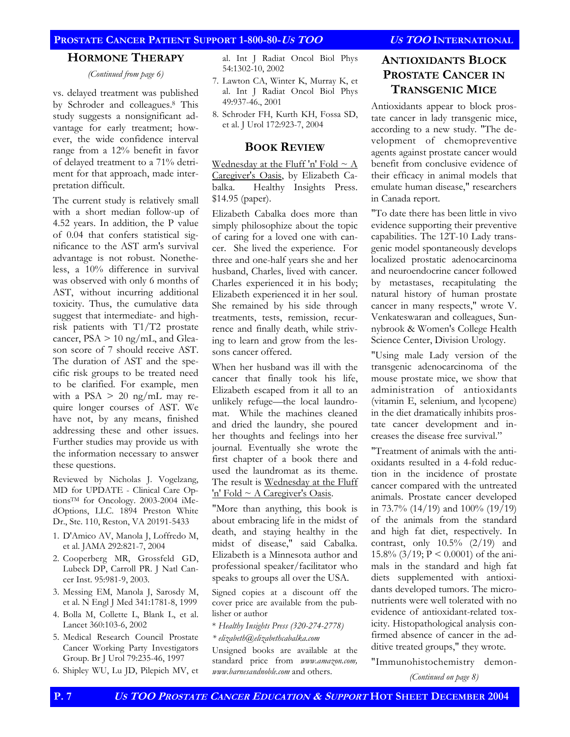## Hormone Therapy

*(Continued from page 6)*

vs. delayed treatment was published by Schroder and colleagues.[8] This study suggests a nonsignificant advantage for early treatment; however, the wide confidence interval range from a 12% benefit in favor of delayed treatment to a 71% detriment for that approach, made interpretation difficult.

The current study is relatively small with a short median follow-up of 4.52 years. In addition, the P value of 0.04 that confers statistical significance to the AST arm's survival advantage is not robust. Nonetheless, a 10% difference in survival was observed with only 6 months of AST, without incurring additional toxicity. Thus, the cumulative data suggest that intermediate- and high-risk patients with T1/T2 prostate cancer, PSA > 10 ng/mL, and Gleason score of 7 should receive AST. The duration of AST and the specific risk groups to be treated need to be clarified. For example, men with a PSA > 20 ng/mL may require longer courses of AST. We have not, by any means, finished addressing these and other issues. Further studies may provide us with the information necessary to answer these questions.

Reviewed by Nicholas J. Vogelzang, MD for UPDATE - Clinical Care Options™ for Oncology. 2003-2004 iMedOptions, LLC. 1894 Preston White Dr., Ste. 110, Reston, VA 20191-5433

1. D'Amico AV, Manola J, Loffredo M, et al. JAMA 292:821-7, 2004
2. Cooperberg MR, Grossfeld GD, Lubeck DP, Carroll PR. J Natl Cancer Inst. 95:981-9, 2003.
3. Messing EM, Manola J, Sarosdy M, et al. N Engl J Med 341:1781-8, 1999
4. Bolla M, Collette L, Blank L, et al. Lancet 360:103-6, 2002
5. Medical Research Council Prostate Cancer Working Party Investigators Group. Br J Urol 79:235-46, 1997
6. Shipley WU, Lu JD, Pilepich MV, et al. Int J Radiat Oncol Biol Phys 54:1302-10, 2002
7. Lawton CA, Winter K, Murray K, et al. Int J Radiat Oncol Biol Phys 49:937-46., 2001
8. Schroder FH, Kurth KH, Fossa SD, et al. J Urol 172:923-7, 2004

## Book Review

Wednesday at the Fluff 'n' Fold ~ A Caregiver's Oasis, by Elizabeth Cabalka. Healthy Insights Press. $14.95 (paper).

Elizabeth Cabalka does more than simply philosophize about the topic of caring for a loved one with cancer. She lived the experience. For three and one-half years she and her husband, Charles, lived with cancer. Charles experienced it in his body; Elizabeth experienced it in her soul. She remained by his side through treatments, tests, remission, recurrence and finally death, while striving to learn and grow from the lessons cancer offered.

When her husband was ill with the cancer that finally took his life, Elizabeth escaped from it all to an unlikely refuge—the local laundromat. While the machines cleaned and dried the laundry, she poured her thoughts and feelings into her journal. Eventually she wrote the first chapter of a book there and used the laundromat as its theme. The result is Wednesday at the Fluff 'n' Fold ~ A Caregiver's Oasis.

"More than anything, this book is about embracing life in the midst of death, and staying healthy in the midst of disease," said Cabalka. Elizabeth is a Minnesota author and professional speaker/facilitator who speaks to groups all over the USA.

Signed copies at a discount off the cover price are available from the publisher or author

* *Healthy Insights Press (320-274-2778)*

* *elizabeth@elizabethcabalka.com*

Unsigned books are available at the standard price from *www.amazon.com, www.barnesandnoble.com* and others.

## Antioxidants Block Prostate Cancer in Transgenic Mice

Antioxidants appear to block prostate cancer in lady transgenic mice, according to a new study. "The development of chemopreventive agents against prostate cancer would benefit from conclusive evidence of their efficacy in animal models that emulate human disease," researchers in Canada report.

"To date there has been little in vivo evidence supporting their preventive capabilities. The 12T-10 Lady transgenic model spontaneously develops localized prostatic adenocarcinoma and neuroendocrine cancer followed by metastases, recapitulating the natural history of human prostate cancer in many respects," wrote V. Venkateswaran and colleagues, Sunnybrook & Women's College Health Science Center, Division Urology.

"Using male Lady version of the transgenic adenocarcinoma of the mouse prostate mice, we show that administration of antioxidants (vitamin E, selenium, and lycopene) in the diet dramatically inhibits prostate cancer development and increases the disease free survival."

"Treatment of animals with the antioxidants resulted in a 4-fold reduction in the incidence of prostate cancer compared with the untreated animals. Prostate cancer developed in 73.7% (14/19) and 100% (19/19) of the animals from the standard and high fat diet, respectively. In contrast, only 10.5% (2/19) and 15.8% (3/19; $P < 0.0001$) of the animals in the standard and high fat diets supplemented with antioxidants developed tumors. The micronutrients were well tolerated with no evidence of antioxidant-related toxicity. Histopathological analysis confirmed absence of cancer in the additive treated groups," they wrote.

"Immunohistochemistry demon-

*(Continued on page 8)*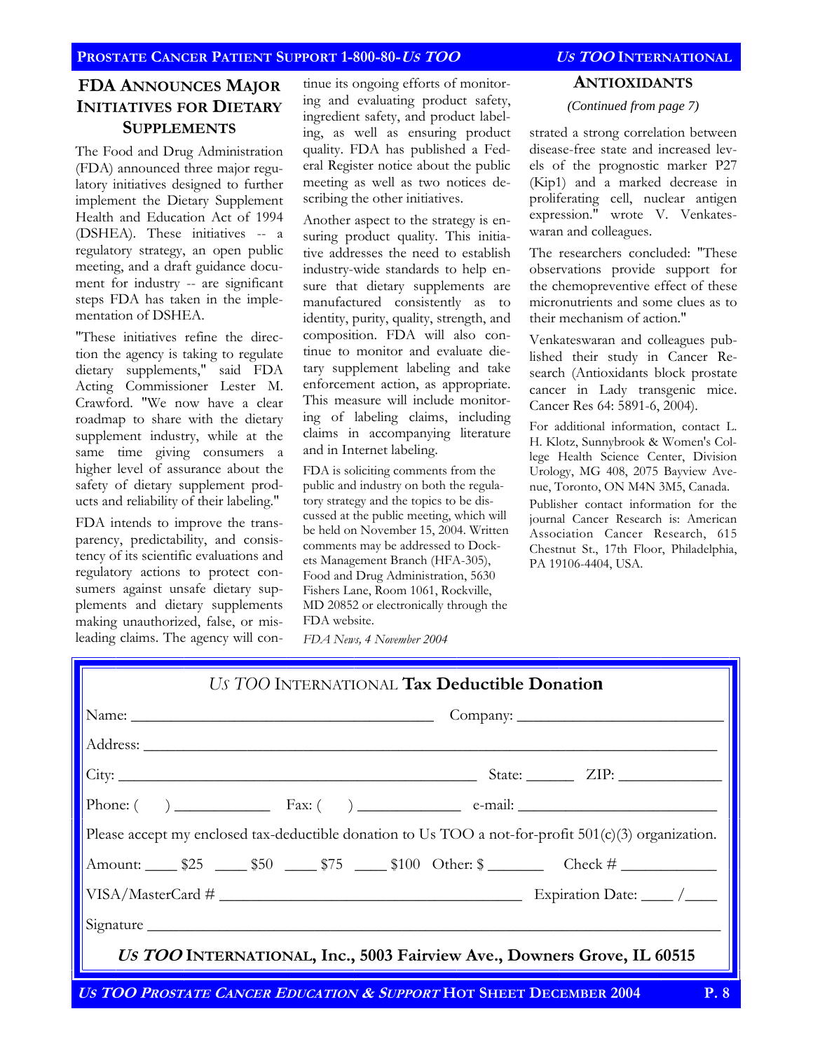## FDA ANNOUNCES MAJOR INITIATIVES FOR DIETARY SUPPLEMENTS

The Food and Drug Administration (FDA) announced three major regulatory initiatives designed to further implement the Dietary Supplement Health and Education Act of 1994 (DSHEA). These initiatives -- a regulatory strategy, an open public meeting, and a draft guidance document for industry -- are significant steps FDA has taken in the implementation of DSHEA.

"These initiatives refine the direction the agency is taking to regulate dietary supplements," said FDA Acting Commissioner Lester M. Crawford. "We now have a clear roadmap to share with the dietary supplement industry, while at the same time giving consumers a higher level of assurance about the safety of dietary supplement products and reliability of their labeling."

FDA intends to improve the transparency, predictability, and consistency of its scientific evaluations and regulatory actions to protect consumers against unsafe dietary supplements and dietary supplements making unauthorized, false, or misleading claims. The agency will continue its ongoing efforts of monitoring and evaluating product safety, ingredient safety, and product labeling, as well as ensuring product quality. FDA has published a Federal Register notice about the public meeting as well as two notices describing the other initiatives.

Another aspect to the strategy is ensuring product quality. This initiative addresses the need to establish industry-wide standards to help ensure that dietary supplements are manufactured consistently as to identity, purity, quality, strength, and composition. FDA will also continue to monitor and evaluate dietary supplement labeling and take enforcement action, as appropriate. This measure will include monitoring of labeling claims, including claims in accompanying literature and in Internet labeling.

FDA is soliciting comments from the public and industry on both the regulatory strategy and the topics to be discussed at the public meeting, which will be held on November 15, 2004. Written comments may be addressed to Dockets Management Branch (HFA-305), Food and Drug Administration, 5630 Fishers Lane, Room 1061, Rockville, MD 20852 or electronically through the FDA website.

*FDA News, 4 November 2004*

## ANTIOXIDANTS

*(Continued from page 7)*

strated a strong correlation between disease-free state and increased levels of the prognostic marker P27 (Kip1) and a marked decrease in proliferating cell, nuclear antigen expression." wrote V. Venkateswaran and colleagues.

The researchers concluded: "These observations provide support for the chemopreventive effect of these micronutrients and some clues as to their mechanism of action."

Venkateswaran and colleagues published their study in Cancer Research (Antioxidants block prostate cancer in Lady transgenic mice. Cancer Res 64: 5891-6, 2004).

For additional information, contact L. H. Klotz, Sunnybrook & Women's College Health Science Center, Division Urology, MG 408, 2075 Bayview Avenue, Toronto, ON M4N 3M5, Canada.

Publisher contact information for the journal Cancer Research is: American Association Cancer Research, 615 Chestnut St., 17th Floor, Philadelphia, PA 19106-4404, USA.

---

### *US TOO* INTERNATIONAL **Tax Deductible Donation**

Name: ______________________________ Company: ____________________

Address: ______________________________________________________

City: ___________________________________ State: ______ ZIP: ____________

Phone: (   ) ___________ Fax: (   ) ____________ e-mail: ____________________

Please accept my enclosed tax-deductible donation to Us TOO a not-for-profit 501(c)(3) organization.

Amount: ____ $25 ____ $50 ____ $75 ____ $100 Other: $ _______ Check # ___________

VISA/MasterCard # ______________________________ Expiration Date: ____ /____

Signature ______________________________________________________

***US TOO* INTERNATIONAL, Inc., 5003 Fairview Ave., Downers Grove, IL 60515**